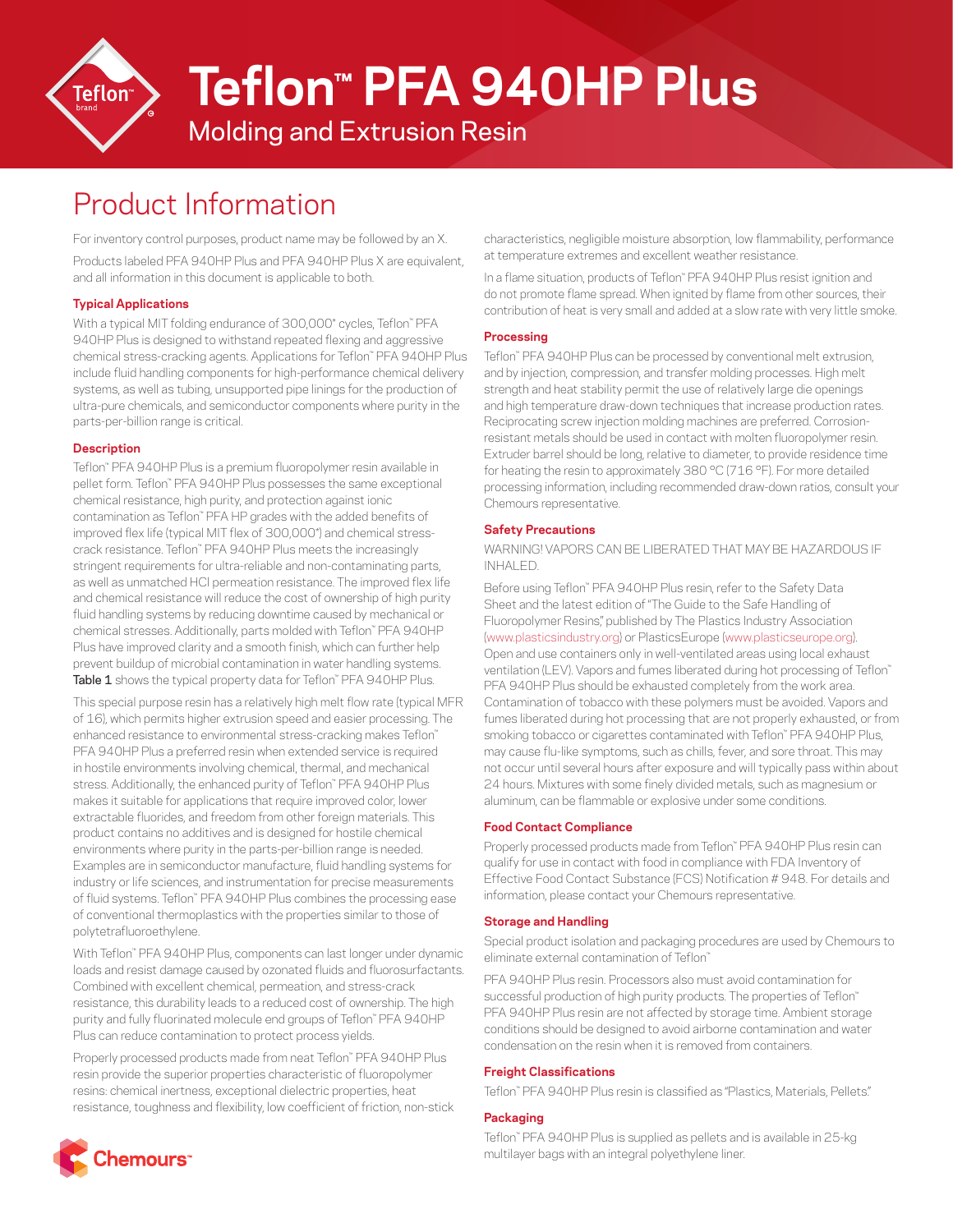# Teflon™ PFA 940HP Plus

## Molding and Extrusion Resin

# Product Information

For inventory control purposes, product name may be followed by an X.

Products labeled PFA 940HP Plus and PFA 940HP Plus X are equivalent, and all information in this document is applicable to both.

### Typical Applications

With a typical MIT folding endurance of 300,000* cycles, Teflon™ PFA 940HP Plus is designed to withstand repeated flexing and aggressive chemical stress-cracking agents. Applications for Teflon™ PFA 940HP Plus include fluid handling components for high-performance chemical delivery systems, as well as tubing, unsupported pipe linings for the production of ultra-pure chemicals, and semiconductor components where purity in the parts-per-billion range is critical.

### Description

Teflon™ PFA 940HP Plus is a premium fluoropolymer resin available in pellet form. Teflon™ PFA 940HP Plus possesses the same exceptional chemical resistance, high purity, and protection against ionic contamination as Teflon™ PFA HP grades with the added benefits of improved flex life (typical MIT flex of 300,000*) and chemical stress-crack resistance. Teflon™ PFA 940HP Plus meets the increasingly stringent requirements for ultra-reliable and non-contaminating parts, as well as unmatched HCl permeation resistance. The improved flex life and chemical resistance will reduce the cost of ownership of high purity fluid handling systems by reducing downtime caused by mechanical or chemical stresses. Additionally, parts molded with Teflon™ PFA 940HP Plus have improved clarity and a smooth finish, which can further help prevent buildup of microbial contamination in water handling systems. **Table 1** shows the typical property data for Teflon™ PFA 940HP Plus.

This special purpose resin has a relatively high melt flow rate (typical MFR of 16), which permits higher extrusion speed and easier processing. The enhanced resistance to environmental stress-cracking makes Teflon™ PFA 940HP Plus a preferred resin when extended service is required in hostile environments involving chemical, thermal, and mechanical stress. Additionally, the enhanced purity of Teflon™ PFA 940HP Plus makes it suitable for applications that require improved color, lower extractable fluorides, and freedom from other foreign materials. This product contains no additives and is designed for hostile chemical environments where purity in the parts-per-billion range is needed. Examples are in semiconductor manufacture, fluid handling systems for industry or life sciences, and instrumentation for precise measurements of fluid systems. Teflon™ PFA 940HP Plus combines the processing ease of conventional thermoplastics with the properties similar to those of polytetrafluoroethylene.

With Teflon™ PFA 940HP Plus, components can last longer under dynamic loads and resist damage caused by ozonated fluids and fluorosurfactants. Combined with excellent chemical, permeation, and stress-crack resistance, this durability leads to a reduced cost of ownership. The high purity and fully fluorinated molecule end groups of Teflon™ PFA 940HP Plus can reduce contamination to protect process yields.

Properly processed products made from neat Teflon™ PFA 940HP Plus resin provide the superior properties characteristic of fluoropolymer resins: chemical inertness, exceptional dielectric properties, heat resistance, toughness and flexibility, low coefficient of friction, non-stick characteristics, negligible moisture absorption, low flammability, performance at temperature extremes and excellent weather resistance.

In a flame situation, products of Teflon™ PFA 940HP Plus resist ignition and do not promote flame spread. When ignited by flame from other sources, their contribution of heat is very small and added at a slow rate with very little smoke.

### Processing

Teflon™ PFA 940HP Plus can be processed by conventional melt extrusion, and by injection, compression, and transfer molding processes. High melt strength and heat stability permit the use of relatively large die openings and high temperature draw-down techniques that increase production rates. Reciprocating screw injection molding machines are preferred. Corrosion-resistant metals should be used in contact with molten fluoropolymer resin. Extruder barrel should be long, relative to diameter, to provide residence time for heating the resin to approximately 380 °C (716 °F). For more detailed processing information, including recommended draw-down ratios, consult your Chemours representative.

### Safety Precautions

WARNING! VAPORS CAN BE LIBERATED THAT MAY BE HAZARDOUS IF INHALED.

Before using Teflon™ PFA 940HP Plus resin, refer to the Safety Data Sheet and the latest edition of "The Guide to the Safe Handling of Fluoropolymer Resins," published by The Plastics Industry Association (www.plasticsindustry.org) or PlasticsEurope (www.plasticseurope.org). Open and use containers only in well-ventilated areas using local exhaust ventilation (LEV). Vapors and fumes liberated during hot processing of Teflon™ PFA 940HP Plus should be exhausted completely from the work area. Contamination of tobacco with these polymers must be avoided. Vapors and fumes liberated during hot processing that are not properly exhausted, or from smoking tobacco or cigarettes contaminated with Teflon™ PFA 940HP Plus, may cause flu-like symptoms, such as chills, fever, and sore throat. This may not occur until several hours after exposure and will typically pass within about 24 hours. Mixtures with some finely divided metals, such as magnesium or aluminum, can be flammable or explosive under some conditions.

### Food Contact Compliance

Properly processed products made from Teflon™ PFA 940HP Plus resin can qualify for use in contact with food in compliance with FDA Inventory of Effective Food Contact Substance (FCS) Notification # 948. For details and information, please contact your Chemours representative.

### Storage and Handling

Special product isolation and packaging procedures are used by Chemours to eliminate external contamination of Teflon™

PFA 940HP Plus resin. Processors also must avoid contamination for successful production of high purity products. The properties of Teflon™ PFA 940HP Plus resin are not affected by storage time. Ambient storage conditions should be designed to avoid airborne contamination and water condensation on the resin when it is removed from containers.

### Freight Classifications

Teflon™ PFA 940HP Plus resin is classified as "Plastics, Materials, Pellets."

### Packaging

Teflon™ PFA 940HP Plus is supplied as pellets and is available in 25-kg multilayer bags with an integral polyethylene liner.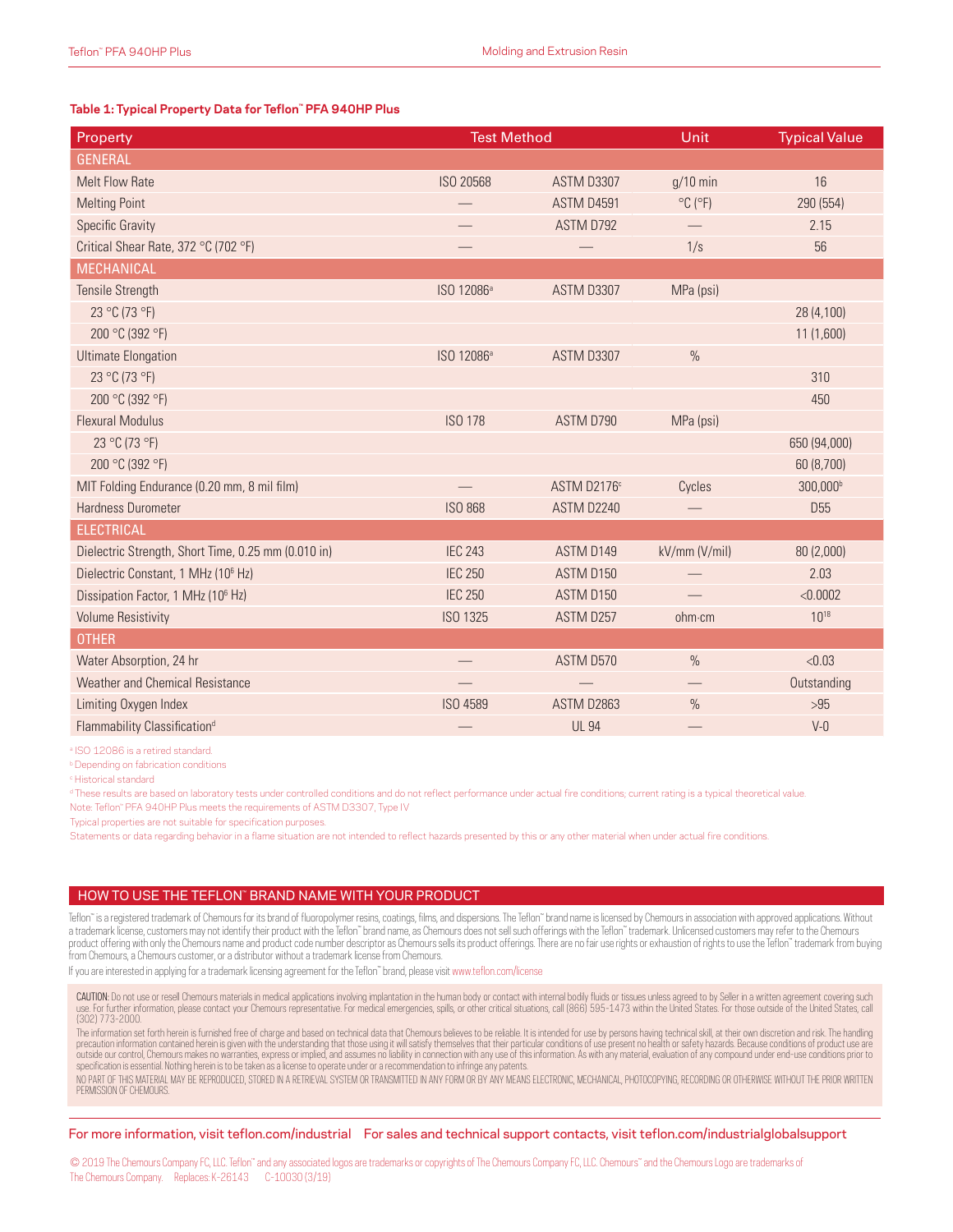**Table 1: Typical Property Data for Teflon™ PFA 940HP Plus**

| Property | Test Method | | Unit | Typical Value |
|---|---|---|---|---|
| **GENERAL** | | | | |
| Melt Flow Rate | ISO 20568 | ASTM D3307 | g/10 min | 16 |
| Melting Point | — | ASTM D4591 | °C (°F) | 290 (554) |
| Specific Gravity | — | ASTM D792 | — | 2.15 |
| Critical Shear Rate, 372 °C (702 °F) | — | — | 1/s | 56 |
| **MECHANICAL** | | | | |
| Tensile Strength | ISO 12086[a] | ASTM D3307 | MPa (psi) | |
| 23 °C (73 °F) | | | | 28 (4,100) |
| 200 °C (392 °F) | | | | 11 (1,600) |
| Ultimate Elongation | ISO 12086[a] | ASTM D3307 | % | |
| 23 °C (73 °F) | | | | 310 |
| 200 °C (392 °F) | | | | 450 |
| Flexural Modulus | ISO 178 | ASTM D790 | MPa (psi) | |
| 23 °C (73 °F) | | | | 650 (94,000) |
| 200 °C (392 °F) | | | | 60 (8,700) |
| MIT Folding Endurance (0.20 mm, 8 mil film) | — | ASTM D2176[c] | Cycles | 300,000[b] |
| Hardness Durometer | ISO 868 | ASTM D2240 | — | D55 |
| **ELECTRICAL** | | | | |
| Dielectric Strength, Short Time, 0.25 mm (0.010 in) | IEC 243 | ASTM D149 | kV/mm (V/mil) | 80 (2,000) |
| Dielectric Constant, 1 MHz ($10^6$ Hz) | IEC 250 | ASTM D150 | — | 2.03 |
| Dissipation Factor, 1 MHz ($10^6$ Hz) | IEC 250 | ASTM D150 | — | <0.0002 |
| Volume Resistivity | ISO 1325 | ASTM D257 | ohm·cm | $10^{18}$ |
| **OTHER** | | | | |
| Water Absorption, 24 hr | — | ASTM D570 | % | <0.03 |
| Weather and Chemical Resistance | — | — | — | Outstanding |
| Limiting Oxygen Index | ISO 4589 | ASTM D2863 | % | >95 |
| Flammability Classification[d] | — | UL 94 | — | V-0 |

[a] ISO 12086 is a retired standard.
[b] Depending on fabrication conditions
[c] Historical standard
[d] These results are based on laboratory tests under controlled conditions and do not reflect performance under actual fire conditions; current rating is a typical theoretical value.
Note: Teflon™ PFA 940HP Plus meets the requirements of ASTM D3307, Type IV
Typical properties are not suitable for specification purposes.
Statements or data regarding behavior in a flame situation are not intended to reflect hazards presented by this or any other material when under actual fire conditions.

## HOW TO USE THE TEFLON™ BRAND NAME WITH YOUR PRODUCT

Teflon™ is a registered trademark of Chemours for its brand of fluoropolymer resins, coatings, films, and dispersions. The Teflon™ brand name is licensed by Chemours in association with approved applications. Without a trademark license, customers may not identify their product with the Teflon™ brand name, as Chemours does not sell such offerings with the Teflon™ trademark. Unlicensed customers may refer to the Chemours product offering with only the Chemours name and product code number descriptor as Chemours sells its product offerings. There are no fair use rights or exhaustion of rights to use the Teflon™ trademark from buying from Chemours, a Chemours customer, or a distributor without a trademark license from Chemours.

If you are interested in applying for a trademark licensing agreement for the Teflon™ brand, please visit www.teflon.com/license

CAUTION: Do not use or resell Chemours materials in medical applications involving implantation in the human body or contact with internal bodily fluids or tissues unless agreed to by Seller in a written agreement covering such use. For further information, please contact your Chemours representative. For medical emergencies, spills, or other critical situations, call (866) 595-1473 within the United States. For those outside of the United States, call (302) 773-2000.

The information set forth herein is furnished free of charge and based on technical data that Chemours believes to be reliable. It is intended for use by persons having technical skill, at their own discretion and risk. The handling precaution information contained herein is given with the understanding that those using it will satisfy themselves that their particular conditions of use present no health or safety hazards. Because conditions of product use are outside our control, Chemours makes no warranties, express or implied, and assumes no liability in connection with any use of this information. As with any material, evaluation of any compound under end-use conditions prior to specification is essential. Nothing herein is to be taken as a license to operate under or a recommendation to infringe any patents.

NO PART OF THIS MATERIAL MAY BE REPRODUCED, STORED IN A RETRIEVAL SYSTEM OR TRANSMITTED IN ANY FORM OR BY ANY MEANS ELECTRONIC, MECHANICAL, PHOTOCOPYING, RECORDING OR OTHERWISE WITHOUT THE PRIOR WRITTEN PERMISSION OF CHEMOURS.

For more information, visit teflon.com/industrial For sales and technical support contacts, visit teflon.com/industrialglobalsupport

© 2019 The Chemours Company FC, LLC. Teflon™ and any associated logos are trademarks or copyrights of The Chemours Company FC, LLC. Chemours™ and the Chemours Logo are trademarks of The Chemours Company. Replaces: K-26143 C-10030 (3/19)